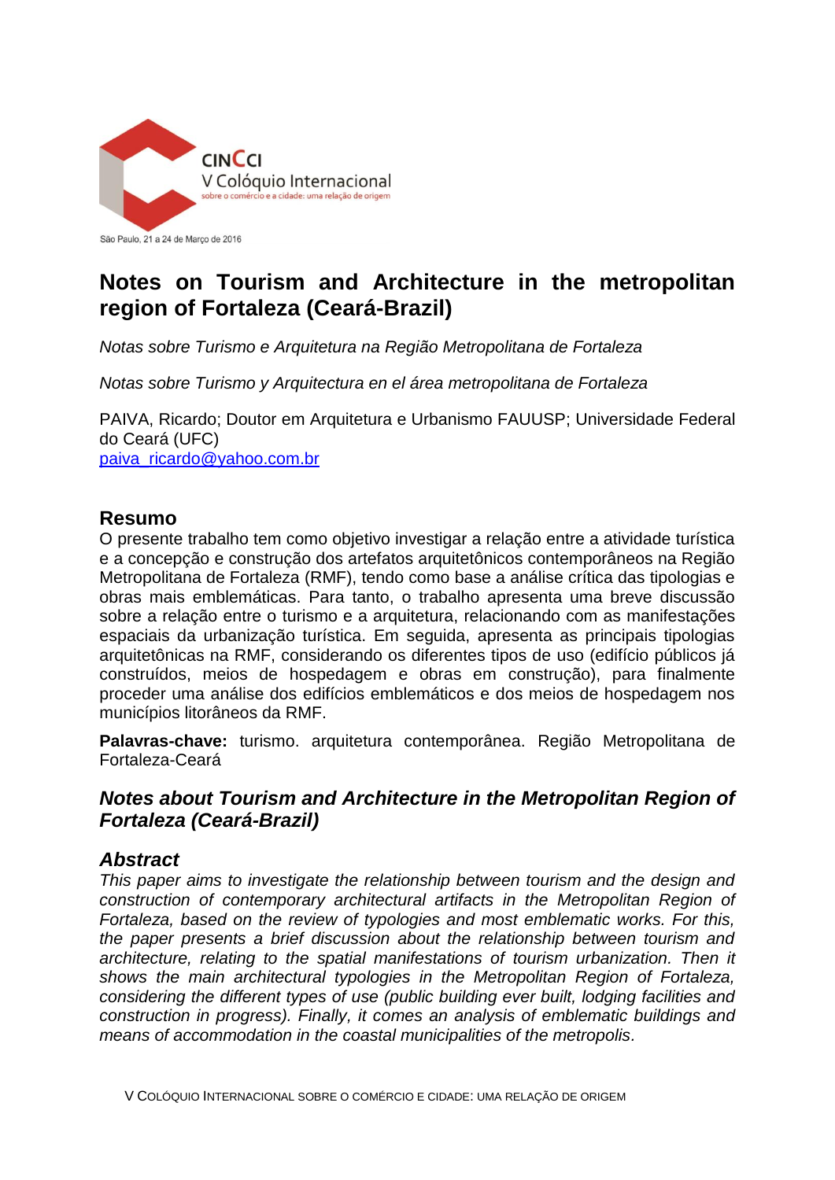São Paulo, 21 a 24 de Março de 2016

# Notes on Tourism and Architecture in the metropolitan region of Fortaleza (Ceará-Brazil)

*Notas sobre Turismo e Arquitetura na Região Metropolitana de Fortaleza*

*Notas sobre Turismo y Arquitectura en el área metropolitana de Fortaleza*

PAIVA, Ricardo; Doutor em Arquitetura e Urbanismo FAUUSP; Universidade Federal do Ceará (UFC)
paiva_ricardo@yahoo.com.br

## Resumo

O presente trabalho tem como objetivo investigar a relação entre a atividade turística e a concepção e construção dos artefatos arquitetônicos contemporâneos na Região Metropolitana de Fortaleza (RMF), tendo como base a análise crítica das tipologias e obras mais emblemáticas. Para tanto, o trabalho apresenta uma breve discussão sobre a relação entre o turismo e a arquitetura, relacionando com as manifestações espaciais da urbanização turística. Em seguida, apresenta as principais tipologias arquitetônicas na RMF, considerando os diferentes tipos de uso (edifício públicos já construídos, meios de hospedagem e obras em construção), para finalmente proceder uma análise dos edifícios emblemáticos e dos meios de hospedagem nos municípios litorâneos da RMF.

**Palavras-chave:** turismo. arquitetura contemporânea. Região Metropolitana de Fortaleza-Ceará

## *Notes about Tourism and Architecture in the Metropolitan Region of Fortaleza (Ceará-Brazil)*

## *Abstract*

*This paper aims to investigate the relationship between tourism and the design and construction of contemporary architectural artifacts in the Metropolitan Region of Fortaleza, based on the review of typologies and most emblematic works. For this, the paper presents a brief discussion about the relationship between tourism and architecture, relating to the spatial manifestations of tourism urbanization. Then it shows the main architectural typologies in the Metropolitan Region of Fortaleza, considering the different types of use (public building ever built, lodging facilities and construction in progress). Finally, it comes an analysis of emblematic buildings and means of accommodation in the coastal municipalities of the metropolis.*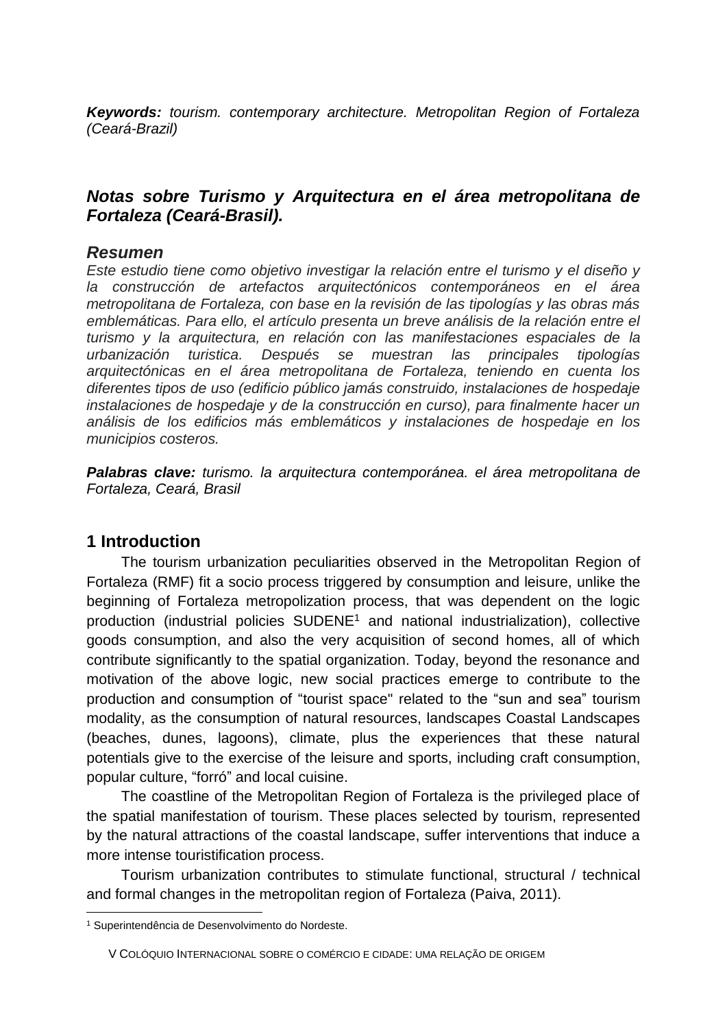***Keywords:*** *tourism. contemporary architecture. Metropolitan Region of Fortaleza (Ceará-Brazil)*

## *Notas sobre Turismo y Arquitectura en el área metropolitana de Fortaleza (Ceará-Brasil).*

### *Resumen*

*Este estudio tiene como objetivo investigar la relación entre el turismo y el diseño y la construcción de artefactos arquitectónicos contemporáneos en el área metropolitana de Fortaleza, con base en la revisión de las tipologías y las obras más emblemáticas. Para ello, el artículo presenta un breve análisis de la relación entre el turismo y la arquitectura, en relación con las manifestaciones espaciales de la urbanización turistica. Después se muestran las principales tipologías arquitectónicas en el área metropolitana de Fortaleza, teniendo en cuenta los diferentes tipos de uso (edificio público jamás construido, instalaciones de hospedaje instalaciones de hospedaje y de la construcción en curso), para finalmente hacer un análisis de los edificios más emblemáticos y instalaciones de hospedaje en los municipios costeros.*

***Palabras clave:*** *turismo. la arquitectura contemporánea. el área metropolitana de Fortaleza, Ceará, Brasil*

## 1 Introduction

The tourism urbanization peculiarities observed in the Metropolitan Region of Fortaleza (RMF) fit a socio process triggered by consumption and leisure, unlike the beginning of Fortaleza metropolization process, that was dependent on the logic production (industrial policies SUDENE[1] and national industrialization), collective goods consumption, and also the very acquisition of second homes, all of which contribute significantly to the spatial organization. Today, beyond the resonance and motivation of the above logic, new social practices emerge to contribute to the production and consumption of "tourist space" related to the "sun and sea" tourism modality, as the consumption of natural resources, landscapes Coastal Landscapes (beaches, dunes, lagoons), climate, plus the experiences that these natural potentials give to the exercise of the leisure and sports, including craft consumption, popular culture, "forró" and local cuisine.

The coastline of the Metropolitan Region of Fortaleza is the privileged place of the spatial manifestation of tourism. These places selected by tourism, represented by the natural attractions of the coastal landscape, suffer interventions that induce a more intense touristification process.

Tourism urbanization contributes to stimulate functional, structural / technical and formal changes in the metropolitan region of Fortaleza (Paiva, 2011).

[1] Superintendência de Desenvolvimento do Nordeste.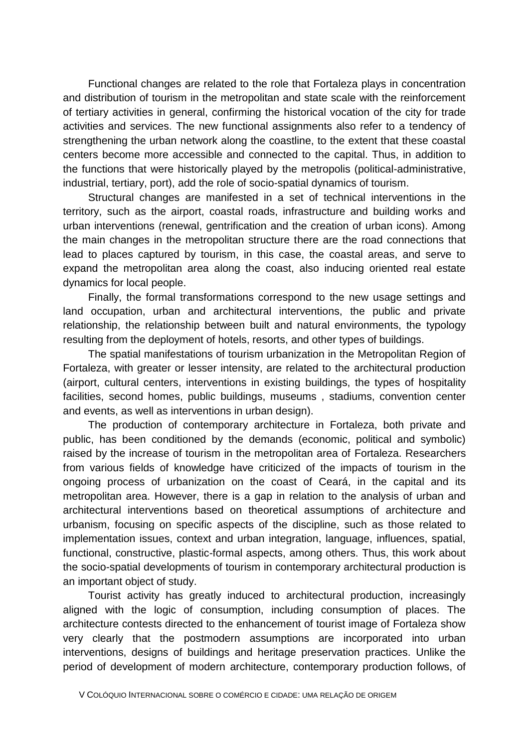Functional changes are related to the role that Fortaleza plays in concentration and distribution of tourism in the metropolitan and state scale with the reinforcement of tertiary activities in general, confirming the historical vocation of the city for trade activities and services. The new functional assignments also refer to a tendency of strengthening the urban network along the coastline, to the extent that these coastal centers become more accessible and connected to the capital. Thus, in addition to the functions that were historically played by the metropolis (political-administrative, industrial, tertiary, port), add the role of socio-spatial dynamics of tourism.

Structural changes are manifested in a set of technical interventions in the territory, such as the airport, coastal roads, infrastructure and building works and urban interventions (renewal, gentrification and the creation of urban icons). Among the main changes in the metropolitan structure there are the road connections that lead to places captured by tourism, in this case, the coastal areas, and serve to expand the metropolitan area along the coast, also inducing oriented real estate dynamics for local people.

Finally, the formal transformations correspond to the new usage settings and land occupation, urban and architectural interventions, the public and private relationship, the relationship between built and natural environments, the typology resulting from the deployment of hotels, resorts, and other types of buildings.

The spatial manifestations of tourism urbanization in the Metropolitan Region of Fortaleza, with greater or lesser intensity, are related to the architectural production (airport, cultural centers, interventions in existing buildings, the types of hospitality facilities, second homes, public buildings, museums , stadiums, convention center and events, as well as interventions in urban design).

The production of contemporary architecture in Fortaleza, both private and public, has been conditioned by the demands (economic, political and symbolic) raised by the increase of tourism in the metropolitan area of Fortaleza. Researchers from various fields of knowledge have criticized of the impacts of tourism in the ongoing process of urbanization on the coast of Ceará, in the capital and its metropolitan area. However, there is a gap in relation to the analysis of urban and architectural interventions based on theoretical assumptions of architecture and urbanism, focusing on specific aspects of the discipline, such as those related to implementation issues, context and urban integration, language, influences, spatial, functional, constructive, plastic-formal aspects, among others. Thus, this work about the socio-spatial developments of tourism in contemporary architectural production is an important object of study.

Tourist activity has greatly induced to architectural production, increasingly aligned with the logic of consumption, including consumption of places. The architecture contests directed to the enhancement of tourist image of Fortaleza show very clearly that the postmodern assumptions are incorporated into urban interventions, designs of buildings and heritage preservation practices. Unlike the period of development of modern architecture, contemporary production follows, of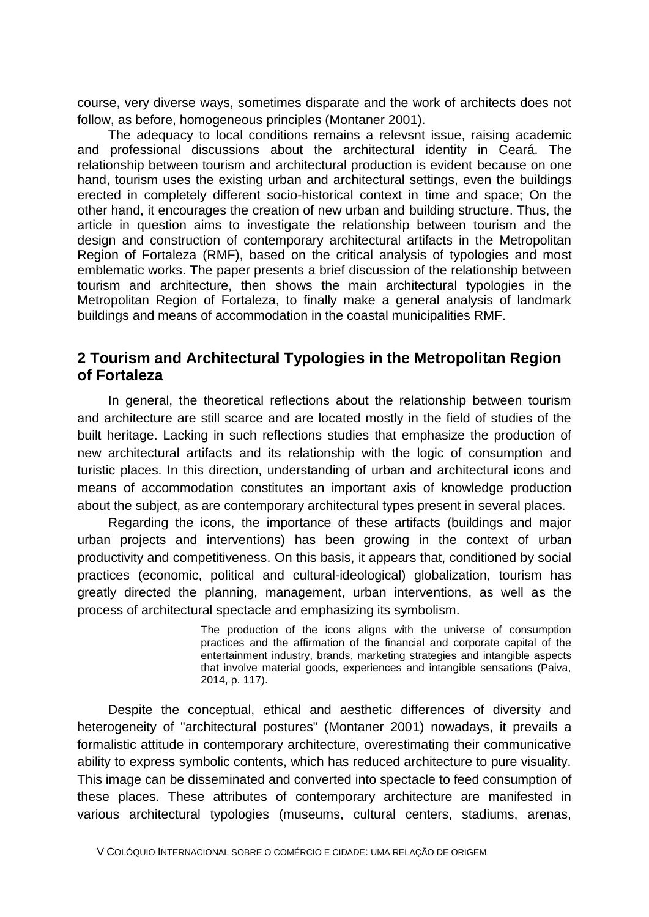course, very diverse ways, sometimes disparate and the work of architects does not follow, as before, homogeneous principles (Montaner 2001).

The adequacy to local conditions remains a relevsnt issue, raising academic and professional discussions about the architectural identity in Ceará. The relationship between tourism and architectural production is evident because on one hand, tourism uses the existing urban and architectural settings, even the buildings erected in completely different socio-historical context in time and space; On the other hand, it encourages the creation of new urban and building structure. Thus, the article in question aims to investigate the relationship between tourism and the design and construction of contemporary architectural artifacts in the Metropolitan Region of Fortaleza (RMF), based on the critical analysis of typologies and most emblematic works. The paper presents a brief discussion of the relationship between tourism and architecture, then shows the main architectural typologies in the Metropolitan Region of Fortaleza, to finally make a general analysis of landmark buildings and means of accommodation in the coastal municipalities RMF.

## 2 Tourism and Architectural Typologies in the Metropolitan Region of Fortaleza

In general, the theoretical reflections about the relationship between tourism and architecture are still scarce and are located mostly in the field of studies of the built heritage. Lacking in such reflections studies that emphasize the production of new architectural artifacts and its relationship with the logic of consumption and turistic places. In this direction, understanding of urban and architectural icons and means of accommodation constitutes an important axis of knowledge production about the subject, as are contemporary architectural types present in several places.

Regarding the icons, the importance of these artifacts (buildings and major urban projects and interventions) has been growing in the context of urban productivity and competitiveness. On this basis, it appears that, conditioned by social practices (economic, political and cultural-ideological) globalization, tourism has greatly directed the planning, management, urban interventions, as well as the process of architectural spectacle and emphasizing its symbolism.

> The production of the icons aligns with the universe of consumption practices and the affirmation of the financial and corporate capital of the entertainment industry, brands, marketing strategies and intangible aspects that involve material goods, experiences and intangible sensations (Paiva, 2014, p. 117).

Despite the conceptual, ethical and aesthetic differences of diversity and heterogeneity of "architectural postures" (Montaner 2001) nowadays, it prevails a formalistic attitude in contemporary architecture, overestimating their communicative ability to express symbolic contents, which has reduced architecture to pure visuality. This image can be disseminated and converted into spectacle to feed consumption of these places. These attributes of contemporary architecture are manifested in various architectural typologies (museums, cultural centers, stadiums, arenas,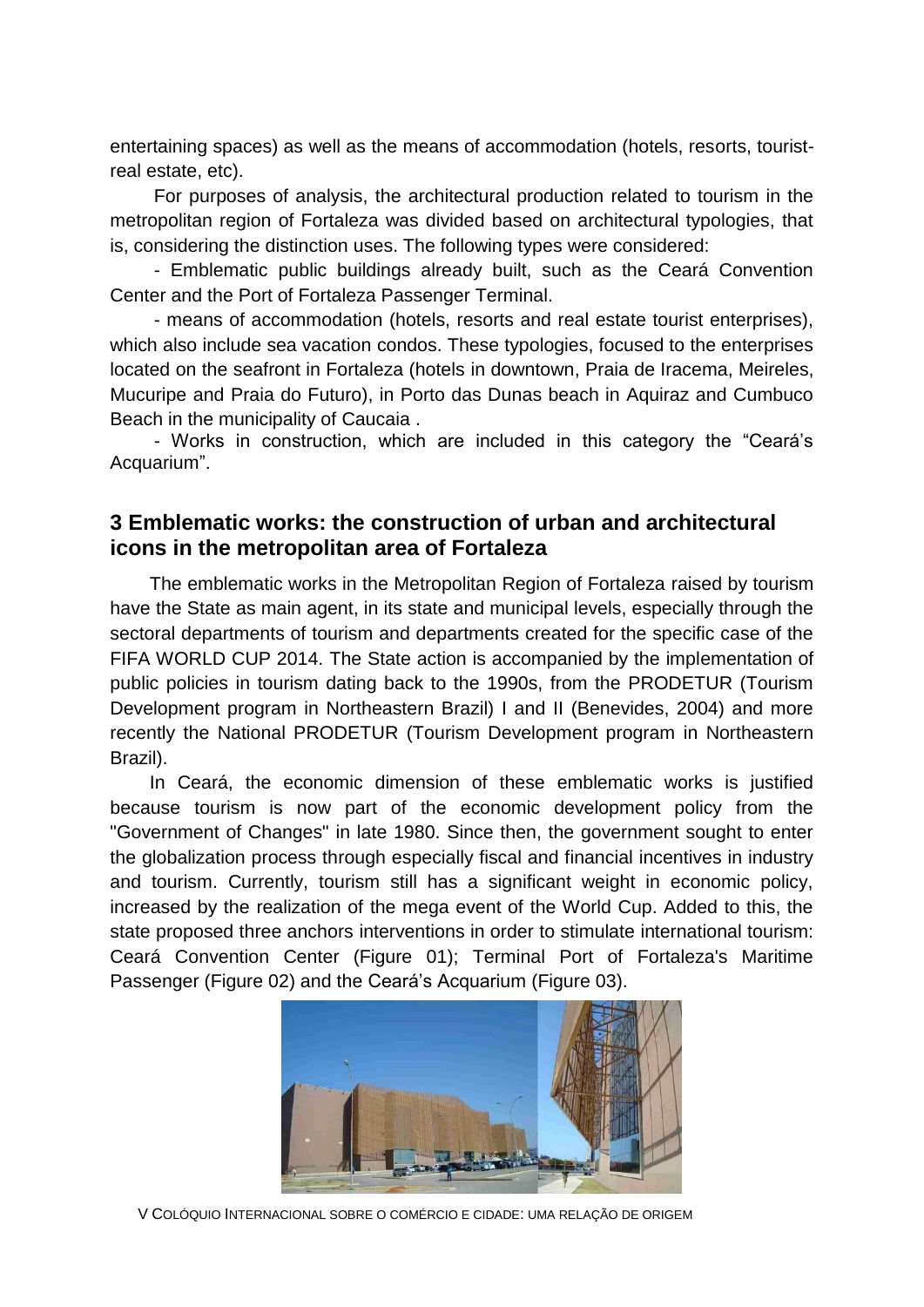entertaining spaces) as well as the means of accommodation (hotels, resorts, tourist-real estate, etc).

For purposes of analysis, the architectural production related to tourism in the metropolitan region of Fortaleza was divided based on architectural typologies, that is, considering the distinction uses. The following types were considered:

- Emblematic public buildings already built, such as the Ceará Convention Center and the Port of Fortaleza Passenger Terminal.
- means of accommodation (hotels, resorts and real estate tourist enterprises), which also include sea vacation condos. These typologies, focused to the enterprises located on the seafront in Fortaleza (hotels in downtown, Praia de Iracema, Meireles, Mucuripe and Praia do Futuro), in Porto das Dunas beach in Aquiraz and Cumbuco Beach in the municipality of Caucaia .
- Works in construction, which are included in this category the "Ceará's Acquarium".

## 3 Emblematic works: the construction of urban and architectural icons in the metropolitan area of Fortaleza

The emblematic works in the Metropolitan Region of Fortaleza raised by tourism have the State as main agent, in its state and municipal levels, especially through the sectoral departments of tourism and departments created for the specific case of the FIFA WORLD CUP 2014. The State action is accompanied by the implementation of public policies in tourism dating back to the 1990s, from the PRODETUR (Tourism Development program in Northeastern Brazil) I and II (Benevides, 2004) and more recently the National PRODETUR (Tourism Development program in Northeastern Brazil).

In Ceará, the economic dimension of these emblematic works is justified because tourism is now part of the economic development policy from the "Government of Changes" in late 1980. Since then, the government sought to enter the globalization process through especially fiscal and financial incentives in industry and tourism. Currently, tourism still has a significant weight in economic policy, increased by the realization of the mega event of the World Cup. Added to this, the state proposed three anchors interventions in order to stimulate international tourism: Ceará Convention Center (Figure 01); Terminal Port of Fortaleza's Maritime Passenger (Figure 02) and the Ceará's Acquarium (Figure 03).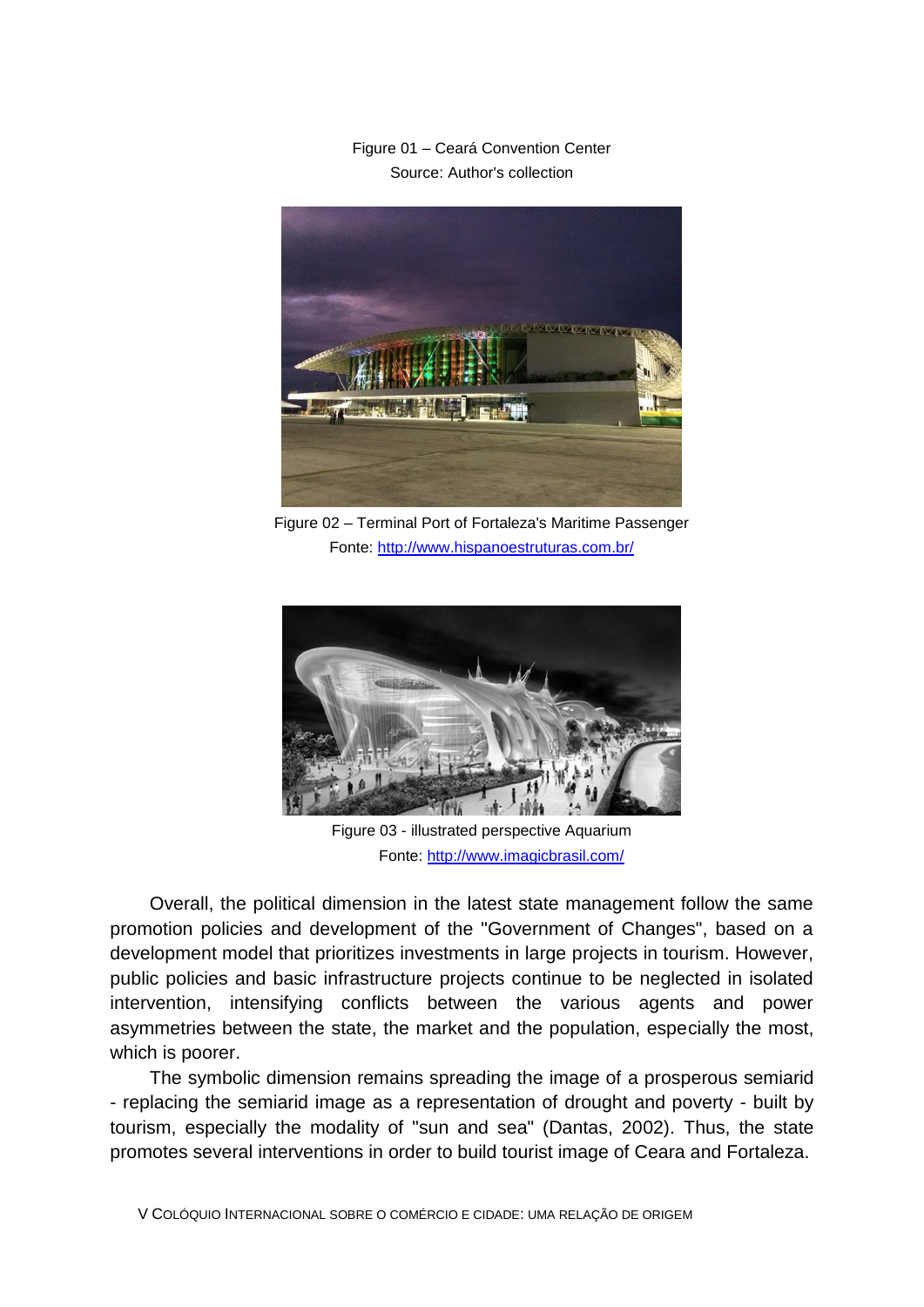Figure 01 – Ceará Convention Center
Source: Author's collection

Figure 02 – Terminal Port of Fortaleza's Maritime Passenger
Fonte: http://www.hispanoestruturas.com.br/

Figure 03 - illustrated perspective Aquarium
Fonte: http://www.imagicbrasil.com/

Overall, the political dimension in the latest state management follow the same promotion policies and development of the "Government of Changes", based on a development model that prioritizes investments in large projects in tourism. However, public policies and basic infrastructure projects continue to be neglected in isolated intervention, intensifying conflicts between the various agents and power asymmetries between the state, the market and the population, especially the most, which is poorer.

The symbolic dimension remains spreading the image of a prosperous semiarid - replacing the semiarid image as a representation of drought and poverty - built by tourism, especially the modality of "sun and sea" (Dantas, 2002). Thus, the state promotes several interventions in order to build tourist image of Ceara and Fortaleza.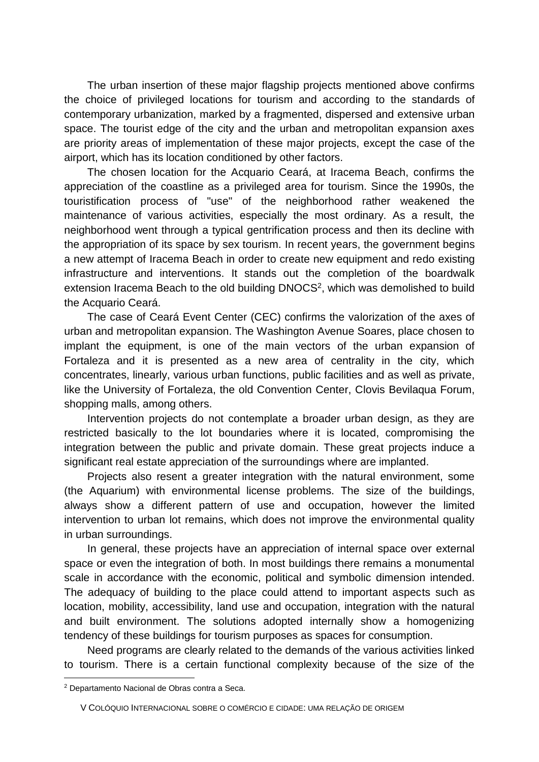The urban insertion of these major flagship projects mentioned above confirms the choice of privileged locations for tourism and according to the standards of contemporary urbanization, marked by a fragmented, dispersed and extensive urban space. The tourist edge of the city and the urban and metropolitan expansion axes are priority areas of implementation of these major projects, except the case of the airport, which has its location conditioned by other factors.

The chosen location for the Acquario Ceará, at Iracema Beach, confirms the appreciation of the coastline as a privileged area for tourism. Since the 1990s, the touristification process of "use" of the neighborhood rather weakened the maintenance of various activities, especially the most ordinary. As a result, the neighborhood went through a typical gentrification process and then its decline with the appropriation of its space by sex tourism. In recent years, the government begins a new attempt of Iracema Beach in order to create new equipment and redo existing infrastructure and interventions. It stands out the completion of the boardwalk extension Iracema Beach to the old building DNOCS[2], which was demolished to build the Acquario Ceará.

The case of Ceará Event Center (CEC) confirms the valorization of the axes of urban and metropolitan expansion. The Washington Avenue Soares, place chosen to implant the equipment, is one of the main vectors of the urban expansion of Fortaleza and it is presented as a new area of centrality in the city, which concentrates, linearly, various urban functions, public facilities and as well as private, like the University of Fortaleza, the old Convention Center, Clovis Bevilaqua Forum, shopping malls, among others.

Intervention projects do not contemplate a broader urban design, as they are restricted basically to the lot boundaries where it is located, compromising the integration between the public and private domain. These great projects induce a significant real estate appreciation of the surroundings where are implanted.

Projects also resent a greater integration with the natural environment, some (the Aquarium) with environmental license problems. The size of the buildings, always show a different pattern of use and occupation, however the limited intervention to urban lot remains, which does not improve the environmental quality in urban surroundings.

In general, these projects have an appreciation of internal space over external space or even the integration of both. In most buildings there remains a monumental scale in accordance with the economic, political and symbolic dimension intended. The adequacy of building to the place could attend to important aspects such as location, mobility, accessibility, land use and occupation, integration with the natural and built environment. The solutions adopted internally show a homogenizing tendency of these buildings for tourism purposes as spaces for consumption.

Need programs are clearly related to the demands of the various activities linked to tourism. There is a certain functional complexity because of the size of the

[2] Departamento Nacional de Obras contra a Seca.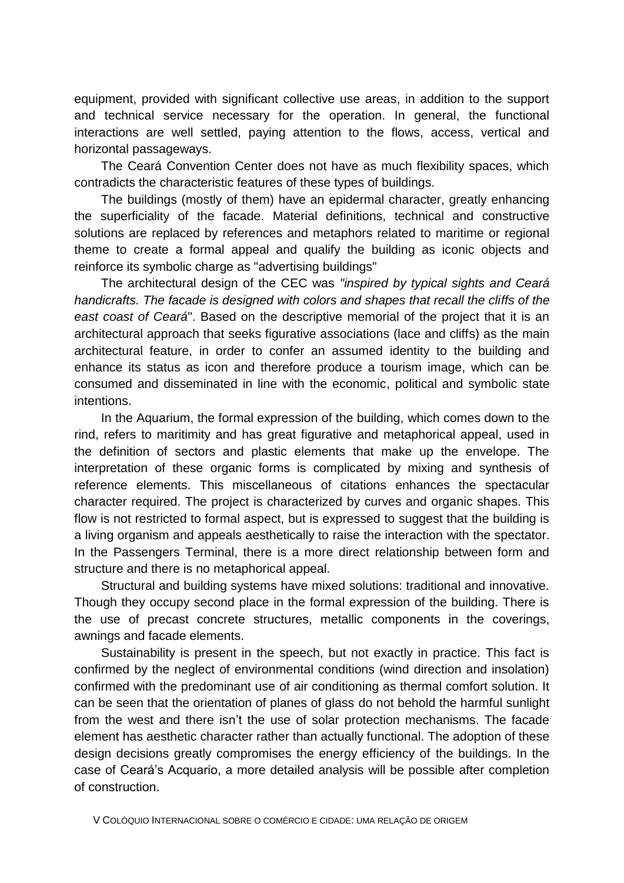equipment, provided with significant collective use areas, in addition to the support and technical service necessary for the operation. In general, the functional interactions are well settled, paying attention to the flows, access, vertical and horizontal passageways.

The Ceará Convention Center does not have as much flexibility spaces, which contradicts the characteristic features of these types of buildings.

The buildings (mostly of them) have an epidermal character, greatly enhancing the superficiality of the facade. Material definitions, technical and constructive solutions are replaced by references and metaphors related to maritime or regional theme to create a formal appeal and qualify the building as iconic objects and reinforce its symbolic charge as "advertising buildings"

The architectural design of the CEC was *"inspired by typical sights and Ceará handicrafts. The facade is designed with colors and shapes that recall the cliffs of the east coast of Ceará*". Based on the descriptive memorial of the project that it is an architectural approach that seeks figurative associations (lace and cliffs) as the main architectural feature, in order to confer an assumed identity to the building and enhance its status as icon and therefore produce a tourism image, which can be consumed and disseminated in line with the economic, political and symbolic state intentions.

In the Aquarium, the formal expression of the building, which comes down to the rind, refers to maritimity and has great figurative and metaphorical appeal, used in the definition of sectors and plastic elements that make up the envelope. The interpretation of these organic forms is complicated by mixing and synthesis of reference elements. This miscellaneous of citations enhances the spectacular character required. The project is characterized by curves and organic shapes. This flow is not restricted to formal aspect, but is expressed to suggest that the building is a living organism and appeals aesthetically to raise the interaction with the spectator. In the Passengers Terminal, there is a more direct relationship between form and structure and there is no metaphorical appeal.

Structural and building systems have mixed solutions: traditional and innovative. Though they occupy second place in the formal expression of the building. There is the use of precast concrete structures, metallic components in the coverings, awnings and facade elements.

Sustainability is present in the speech, but not exactly in practice. This fact is confirmed by the neglect of environmental conditions (wind direction and insolation) confirmed with the predominant use of air conditioning as thermal comfort solution. It can be seen that the orientation of planes of glass do not behold the harmful sunlight from the west and there isn't the use of solar protection mechanisms. The facade element has aesthetic character rather than actually functional. The adoption of these design decisions greatly compromises the energy efficiency of the buildings. In the case of Ceará's Acquario, a more detailed analysis will be possible after completion of construction.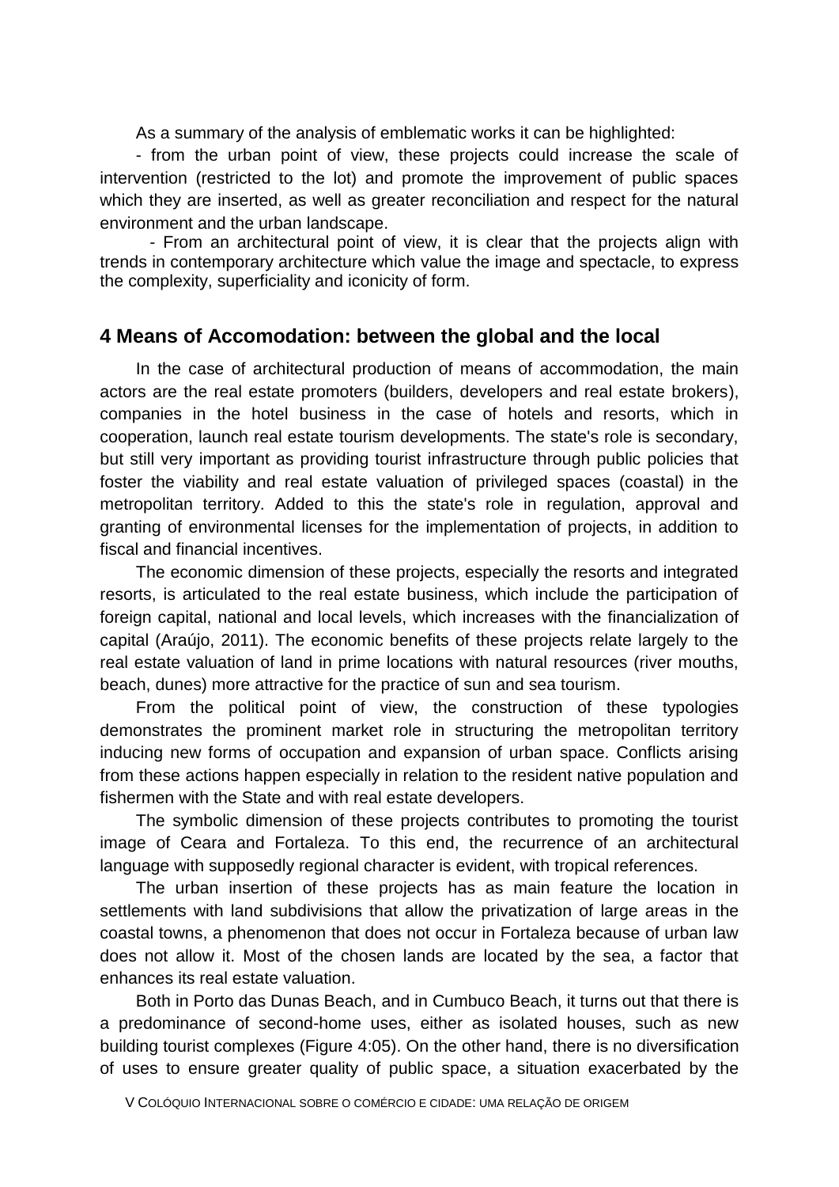As a summary of the analysis of emblematic works it can be highlighted:

- from the urban point of view, these projects could increase the scale of intervention (restricted to the lot) and promote the improvement of public spaces which they are inserted, as well as greater reconciliation and respect for the natural environment and the urban landscape.

- From an architectural point of view, it is clear that the projects align with trends in contemporary architecture which value the image and spectacle, to express the complexity, superficiality and iconicity of form.

## 4 Means of Accomodation: between the global and the local

In the case of architectural production of means of accommodation, the main actors are the real estate promoters (builders, developers and real estate brokers), companies in the hotel business in the case of hotels and resorts, which in cooperation, launch real estate tourism developments. The state's role is secondary, but still very important as providing tourist infrastructure through public policies that foster the viability and real estate valuation of privileged spaces (coastal) in the metropolitan territory. Added to this the state's role in regulation, approval and granting of environmental licenses for the implementation of projects, in addition to fiscal and financial incentives.

The economic dimension of these projects, especially the resorts and integrated resorts, is articulated to the real estate business, which include the participation of foreign capital, national and local levels, which increases with the financialization of capital (Araújo, 2011). The economic benefits of these projects relate largely to the real estate valuation of land in prime locations with natural resources (river mouths, beach, dunes) more attractive for the practice of sun and sea tourism.

From the political point of view, the construction of these typologies demonstrates the prominent market role in structuring the metropolitan territory inducing new forms of occupation and expansion of urban space. Conflicts arising from these actions happen especially in relation to the resident native population and fishermen with the State and with real estate developers.

The symbolic dimension of these projects contributes to promoting the tourist image of Ceara and Fortaleza. To this end, the recurrence of an architectural language with supposedly regional character is evident, with tropical references.

The urban insertion of these projects has as main feature the location in settlements with land subdivisions that allow the privatization of large areas in the coastal towns, a phenomenon that does not occur in Fortaleza because of urban law does not allow it. Most of the chosen lands are located by the sea, a factor that enhances its real estate valuation.

Both in Porto das Dunas Beach, and in Cumbuco Beach, it turns out that there is a predominance of second-home uses, either as isolated houses, such as new building tourist complexes (Figure 4:05). On the other hand, there is no diversification of uses to ensure greater quality of public space, a situation exacerbated by the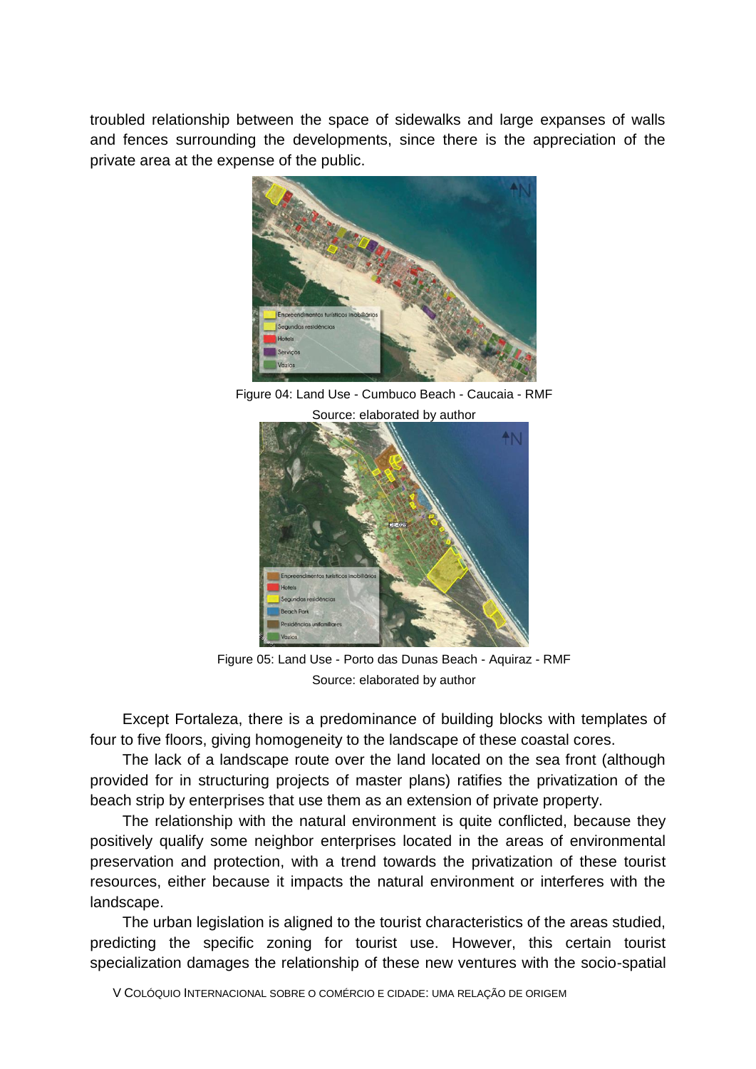troubled relationship between the space of sidewalks and large expanses of walls and fences surrounding the developments, since there is the appreciation of the private area at the expense of the public.

Figure 04: Land Use - Cumbuco Beach - Caucaia - RMF

Source: elaborated by author

Figure 05: Land Use - Porto das Dunas Beach - Aquiraz - RMF

Source: elaborated by author

Except Fortaleza, there is a predominance of building blocks with templates of four to five floors, giving homogeneity to the landscape of these coastal cores.

The lack of a landscape route over the land located on the sea front (although provided for in structuring projects of master plans) ratifies the privatization of the beach strip by enterprises that use them as an extension of private property.

The relationship with the natural environment is quite conflicted, because they positively qualify some neighbor enterprises located in the areas of environmental preservation and protection, with a trend towards the privatization of these tourist resources, either because it impacts the natural environment or interferes with the landscape.

The urban legislation is aligned to the tourist characteristics of the areas studied, predicting the specific zoning for tourist use. However, this certain tourist specialization damages the relationship of these new ventures with the socio-spatial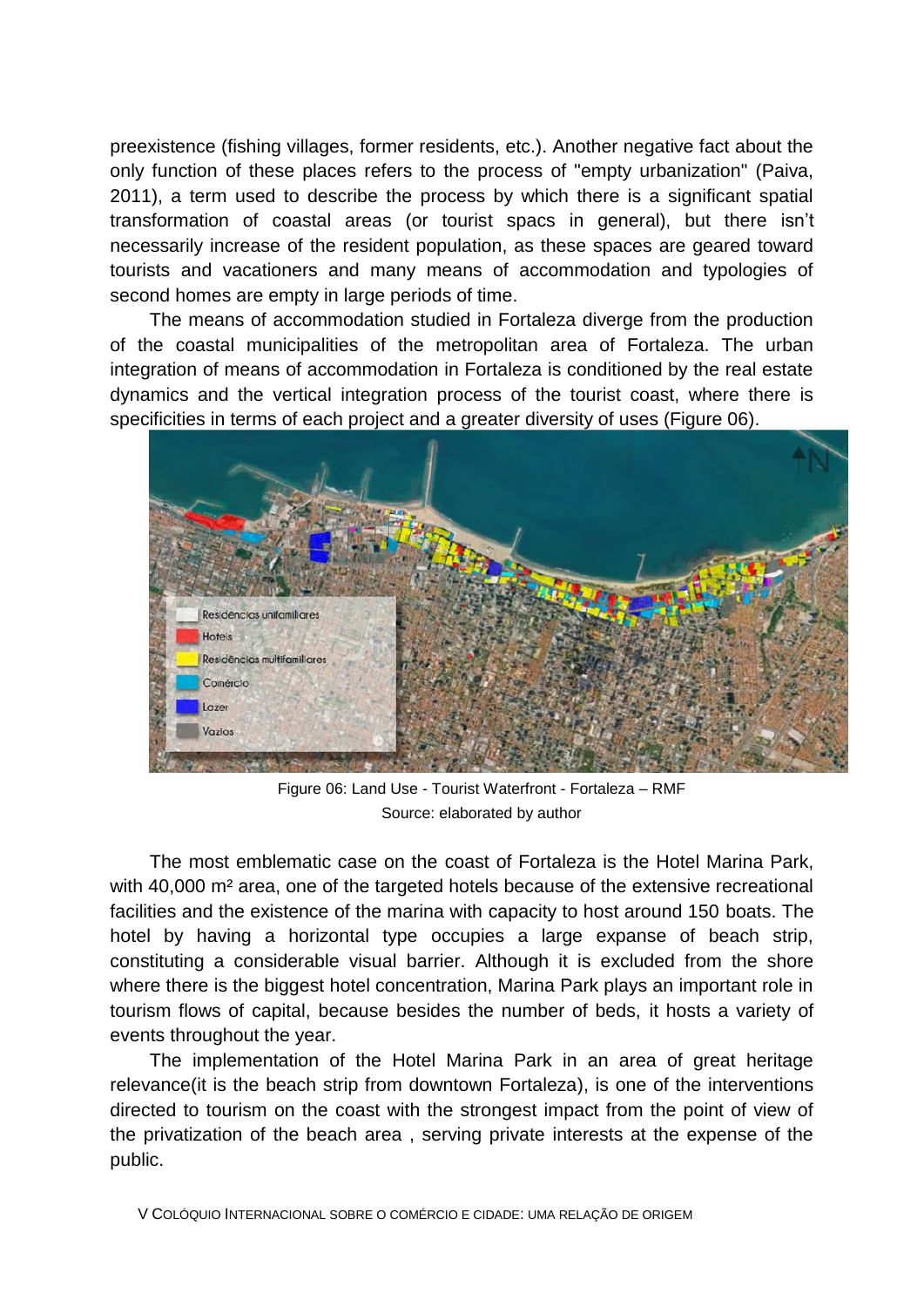preexistence (fishing villages, former residents, etc.). Another negative fact about the only function of these places refers to the process of "empty urbanization" (Paiva, 2011), a term used to describe the process by which there is a significant spatial transformation of coastal areas (or tourist spacs in general), but there isn't necessarily increase of the resident population, as these spaces are geared toward tourists and vacationers and many means of accommodation and typologies of second homes are empty in large periods of time.

The means of accommodation studied in Fortaleza diverge from the production of the coastal municipalities of the metropolitan area of Fortaleza. The urban integration of means of accommodation in Fortaleza is conditioned by the real estate dynamics and the vertical integration process of the tourist coast, where there is specificities in terms of each project and a greater diversity of uses (Figure 06).

Figure 06: Land Use - Tourist Waterfront - Fortaleza – RMF
Source: elaborated by author

The most emblematic case on the coast of Fortaleza is the Hotel Marina Park, with 40,000 m² area, one of the targeted hotels because of the extensive recreational facilities and the existence of the marina with capacity to host around 150 boats. The hotel by having a horizontal type occupies a large expanse of beach strip, constituting a considerable visual barrier. Although it is excluded from the shore where there is the biggest hotel concentration, Marina Park plays an important role in tourism flows of capital, because besides the number of beds, it hosts a variety of events throughout the year.

The implementation of the Hotel Marina Park in an area of great heritage relevance(it is the beach strip from downtown Fortaleza), is one of the interventions directed to tourism on the coast with the strongest impact from the point of view of the privatization of the beach area , serving private interests at the expense of the public.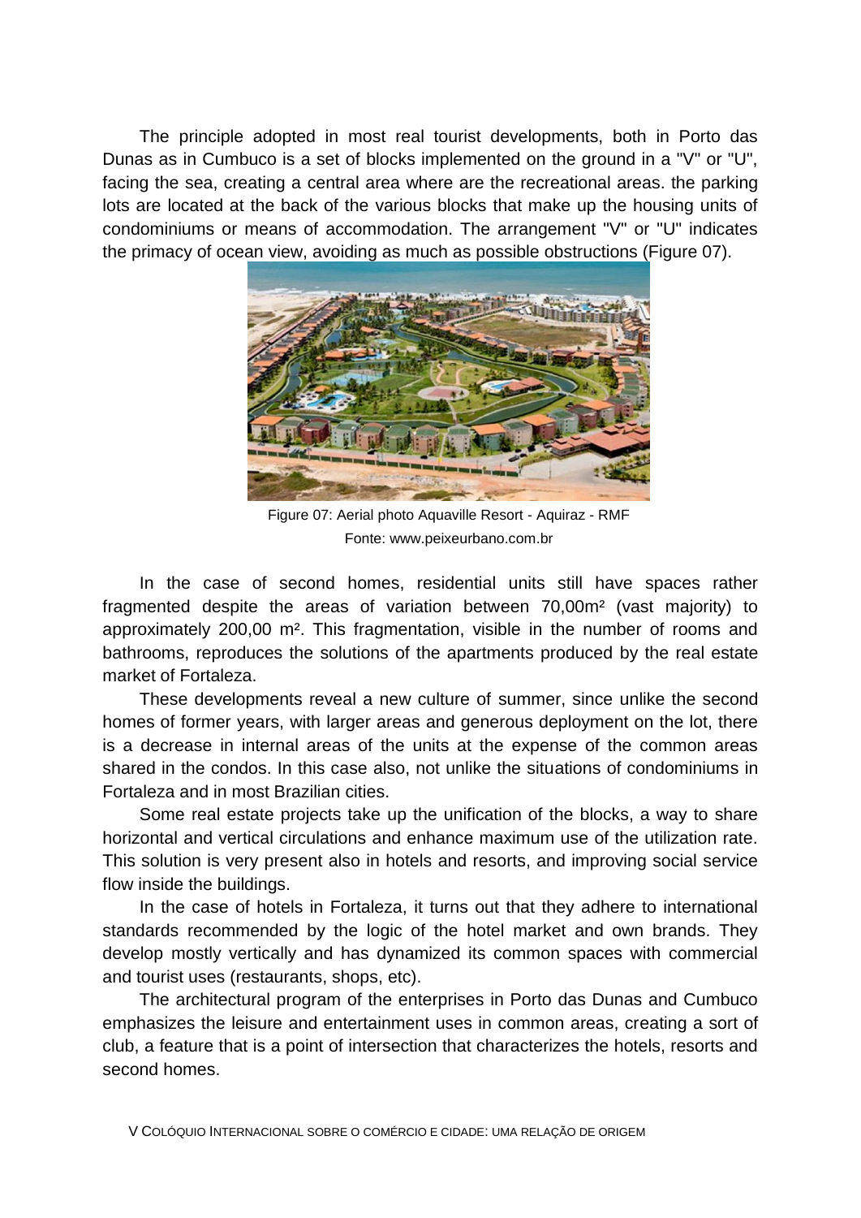The principle adopted in most real tourist developments, both in Porto das Dunas as in Cumbuco is a set of blocks implemented on the ground in a "V" or "U", facing the sea, creating a central area where are the recreational areas. the parking lots are located at the back of the various blocks that make up the housing units of condominiums or means of accommodation. The arrangement "V" or "U" indicates the primacy of ocean view, avoiding as much as possible obstructions (Figure 07).

Figure 07: Aerial photo Aquaville Resort - Aquiraz - RMF
Fonte: www.peixeurbano.com.br

In the case of second homes, residential units still have spaces rather fragmented despite the areas of variation between 70,00m² (vast majority) to approximately 200,00 m². This fragmentation, visible in the number of rooms and bathrooms, reproduces the solutions of the apartments produced by the real estate market of Fortaleza.

These developments reveal a new culture of summer, since unlike the second homes of former years, with larger areas and generous deployment on the lot, there is a decrease in internal areas of the units at the expense of the common areas shared in the condos. In this case also, not unlike the situations of condominiums in Fortaleza and in most Brazilian cities.

Some real estate projects take up the unification of the blocks, a way to share horizontal and vertical circulations and enhance maximum use of the utilization rate. This solution is very present also in hotels and resorts, and improving social service flow inside the buildings.

In the case of hotels in Fortaleza, it turns out that they adhere to international standards recommended by the logic of the hotel market and own brands. They develop mostly vertically and has dynamized its common spaces with commercial and tourist uses (restaurants, shops, etc).

The architectural program of the enterprises in Porto das Dunas and Cumbuco emphasizes the leisure and entertainment uses in common areas, creating a sort of club, a feature that is a point of intersection that characterizes the hotels, resorts and second homes.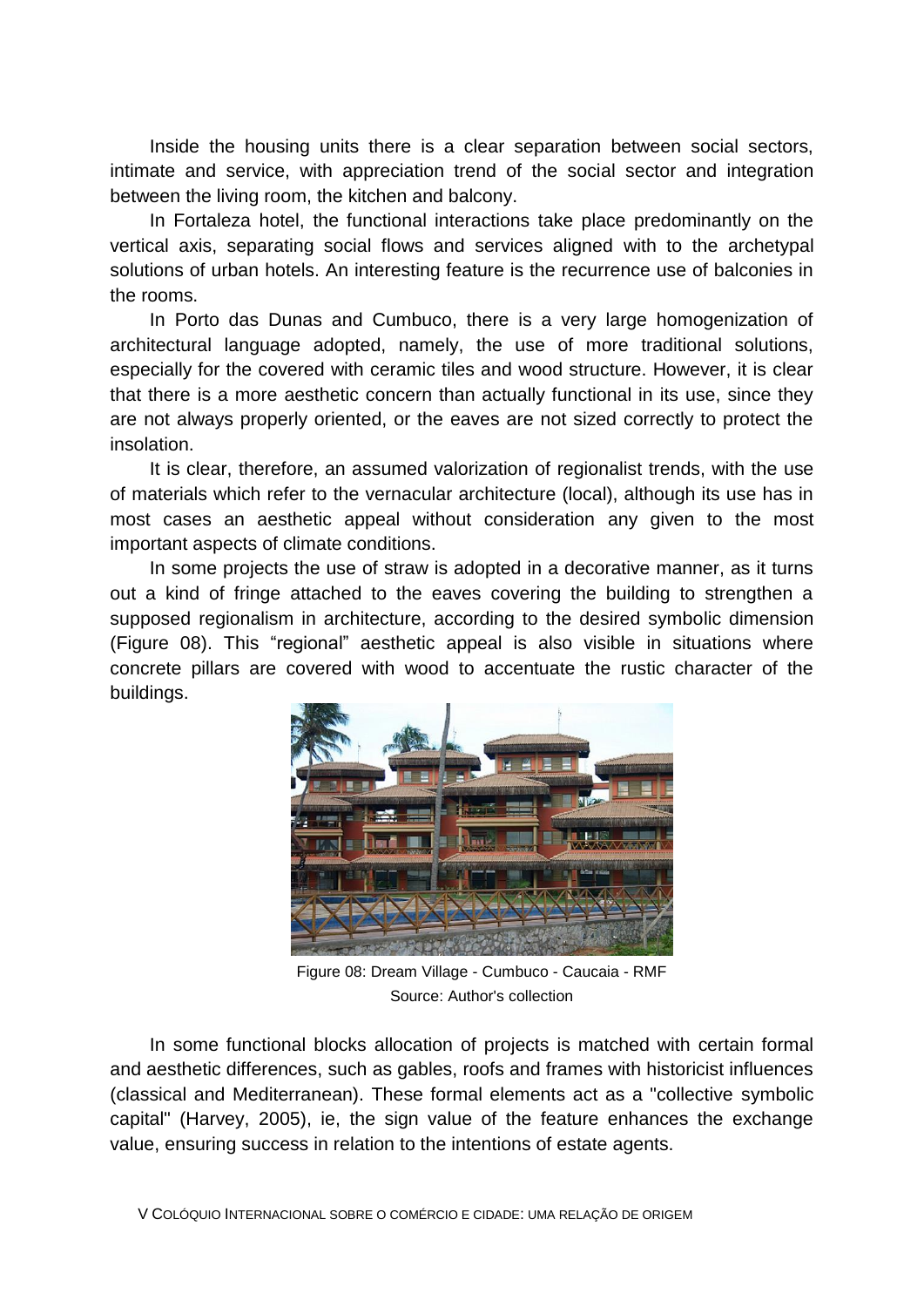Inside the housing units there is a clear separation between social sectors, intimate and service, with appreciation trend of the social sector and integration between the living room, the kitchen and balcony.

In Fortaleza hotel, the functional interactions take place predominantly on the vertical axis, separating social flows and services aligned with to the archetypal solutions of urban hotels. An interesting feature is the recurrence use of balconies in the rooms.

In Porto das Dunas and Cumbuco, there is a very large homogenization of architectural language adopted, namely, the use of more traditional solutions, especially for the covered with ceramic tiles and wood structure. However, it is clear that there is a more aesthetic concern than actually functional in its use, since they are not always properly oriented, or the eaves are not sized correctly to protect the insolation.

It is clear, therefore, an assumed valorization of regionalist trends, with the use of materials which refer to the vernacular architecture (local), although its use has in most cases an aesthetic appeal without consideration any given to the most important aspects of climate conditions.

In some projects the use of straw is adopted in a decorative manner, as it turns out a kind of fringe attached to the eaves covering the building to strengthen a supposed regionalism in architecture, according to the desired symbolic dimension (Figure 08). This "regional" aesthetic appeal is also visible in situations where concrete pillars are covered with wood to accentuate the rustic character of the buildings.

Figure 08: Dream Village - Cumbuco - Caucaia - RMF
Source: Author's collection

In some functional blocks allocation of projects is matched with certain formal and aesthetic differences, such as gables, roofs and frames with historicist influences (classical and Mediterranean). These formal elements act as a "collective symbolic capital" (Harvey, 2005), ie, the sign value of the feature enhances the exchange value, ensuring success in relation to the intentions of estate agents.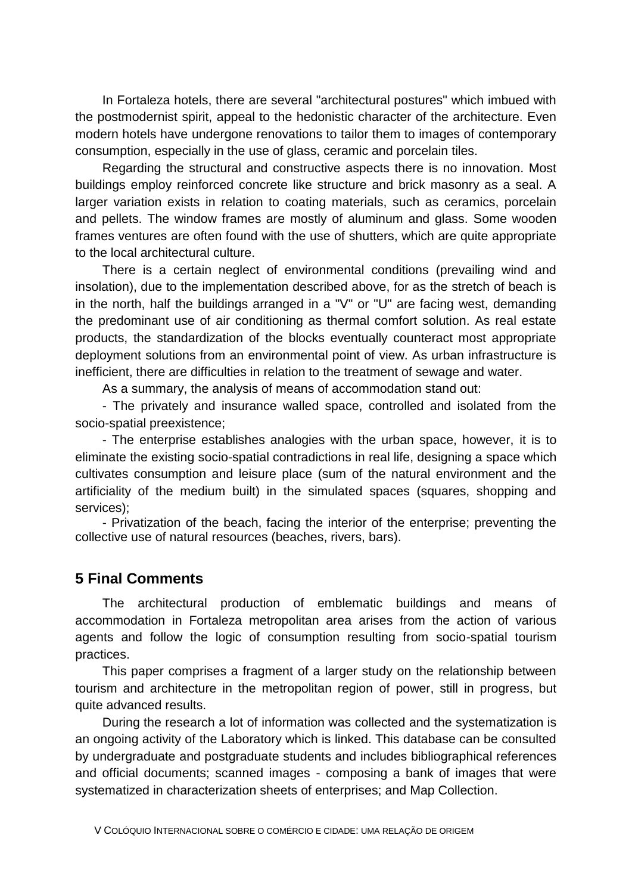In Fortaleza hotels, there are several "architectural postures" which imbued with the postmodernist spirit, appeal to the hedonistic character of the architecture. Even modern hotels have undergone renovations to tailor them to images of contemporary consumption, especially in the use of glass, ceramic and porcelain tiles.

Regarding the structural and constructive aspects there is no innovation. Most buildings employ reinforced concrete like structure and brick masonry as a seal. A larger variation exists in relation to coating materials, such as ceramics, porcelain and pellets. The window frames are mostly of aluminum and glass. Some wooden frames ventures are often found with the use of shutters, which are quite appropriate to the local architectural culture.

There is a certain neglect of environmental conditions (prevailing wind and insolation), due to the implementation described above, for as the stretch of beach is in the north, half the buildings arranged in a "V" or "U" are facing west, demanding the predominant use of air conditioning as thermal comfort solution. As real estate products, the standardization of the blocks eventually counteract most appropriate deployment solutions from an environmental point of view. As urban infrastructure is inefficient, there are difficulties in relation to the treatment of sewage and water.

As a summary, the analysis of means of accommodation stand out:

- The privately and insurance walled space, controlled and isolated from the socio-spatial preexistence;

- The enterprise establishes analogies with the urban space, however, it is to eliminate the existing socio-spatial contradictions in real life, designing a space which cultivates consumption and leisure place (sum of the natural environment and the artificiality of the medium built) in the simulated spaces (squares, shopping and services);

- Privatization of the beach, facing the interior of the enterprise; preventing the collective use of natural resources (beaches, rivers, bars).

## 5 Final Comments

The architectural production of emblematic buildings and means of accommodation in Fortaleza metropolitan area arises from the action of various agents and follow the logic of consumption resulting from socio-spatial tourism practices.

This paper comprises a fragment of a larger study on the relationship between tourism and architecture in the metropolitan region of power, still in progress, but quite advanced results.

During the research a lot of information was collected and the systematization is an ongoing activity of the Laboratory which is linked. This database can be consulted by undergraduate and postgraduate students and includes bibliographical references and official documents; scanned images - composing a bank of images that were systematized in characterization sheets of enterprises; and Map Collection.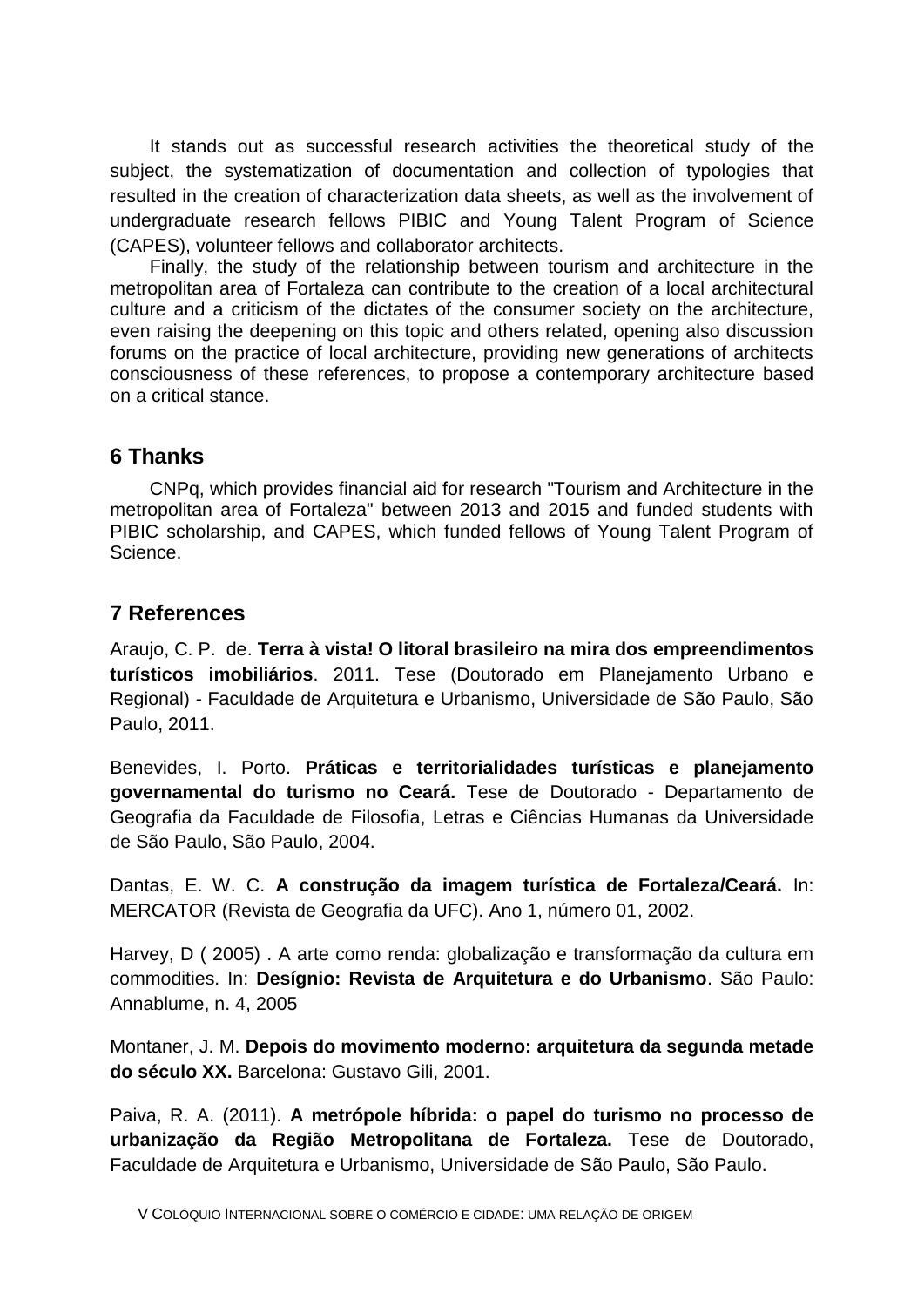It stands out as successful research activities the theoretical study of the subject, the systematization of documentation and collection of typologies that resulted in the creation of characterization data sheets, as well as the involvement of undergraduate research fellows PIBIC and Young Talent Program of Science (CAPES), volunteer fellows and collaborator architects.

Finally, the study of the relationship between tourism and architecture in the metropolitan area of Fortaleza can contribute to the creation of a local architectural culture and a criticism of the dictates of the consumer society on the architecture, even raising the deepening on this topic and others related, opening also discussion forums on the practice of local architecture, providing new generations of architects consciousness of these references, to propose a contemporary architecture based on a critical stance.

## 6 Thanks

CNPq, which provides financial aid for research "Tourism and Architecture in the metropolitan area of Fortaleza" between 2013 and 2015 and funded students with PIBIC scholarship, and CAPES, which funded fellows of Young Talent Program of Science.

## 7 References

Araujo, C. P. de. **Terra à vista! O litoral brasileiro na mira dos empreendimentos turísticos imobiliários**. 2011. Tese (Doutorado em Planejamento Urbano e Regional) - Faculdade de Arquitetura e Urbanismo, Universidade de São Paulo, São Paulo, 2011.

Benevides, I. Porto. **Práticas e territorialidades turísticas e planejamento governamental do turismo no Ceará.** Tese de Doutorado - Departamento de Geografia da Faculdade de Filosofia, Letras e Ciências Humanas da Universidade de São Paulo, São Paulo, 2004.

Dantas, E. W. C. **A construção da imagem turística de Fortaleza/Ceará.** In: MERCATOR (Revista de Geografia da UFC). Ano 1, número 01, 2002.

Harvey, D ( 2005) . A arte como renda: globalização e transformação da cultura em commodities. In: **Desígnio: Revista de Arquitetura e do Urbanismo**. São Paulo: Annablume, n. 4, 2005

Montaner, J. M. **Depois do movimento moderno: arquitetura da segunda metade do século XX.** Barcelona: Gustavo Gili, 2001.

Paiva, R. A. (2011). **A metrópole híbrida: o papel do turismo no processo de urbanização da Região Metropolitana de Fortaleza.** Tese de Doutorado, Faculdade de Arquitetura e Urbanismo, Universidade de São Paulo, São Paulo.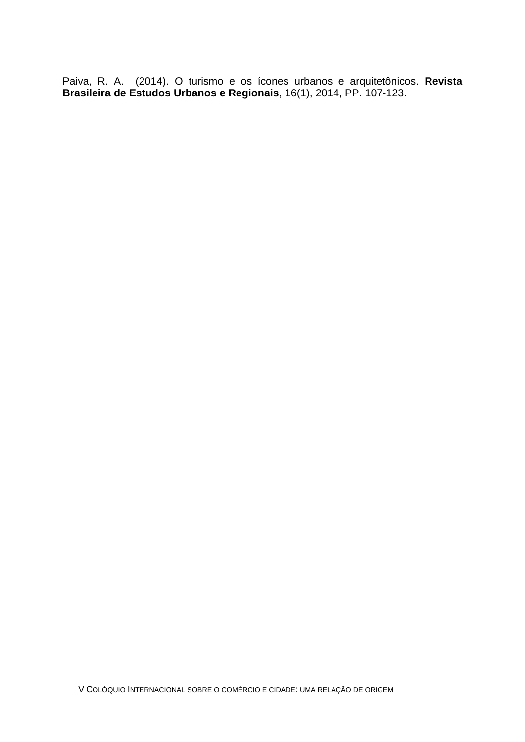Paiva, R. A. (2014). O turismo e os ícones urbanos e arquitetônicos. **Revista Brasileira de Estudos Urbanos e Regionais**, 16(1), 2014, PP. 107-123.